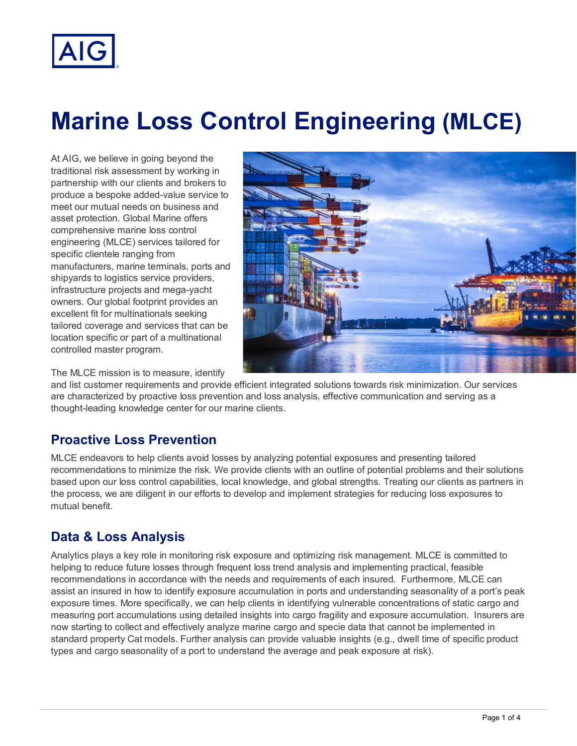# Marine Loss Control Engineering (MLCE)

At AIG, we believe in going beyond the traditional risk assessment by working in partnership with our clients and brokers to produce a bespoke added-value service to meet our mutual needs on business and asset protection. Global Marine offers comprehensive marine loss control engineering (MLCE) services tailored for specific clientele ranging from manufacturers, marine terminals, ports and shipyards to logistics service providers, infrastructure projects and mega-yacht owners. Our global footprint provides an excellent fit for multinationals seeking tailored coverage and services that can be location specific or part of a multinational controlled master program.

The MLCE mission is to measure, identify and list customer requirements and provide efficient integrated solutions towards risk minimization. Our services are characterized by proactive loss prevention and loss analysis, effective communication and serving as a thought-leading knowledge center for our marine clients.

## Proactive Loss Prevention

MLCE endeavors to help clients avoid losses by analyzing potential exposures and presenting tailored recommendations to minimize the risk. We provide clients with an outline of potential problems and their solutions based upon our loss control capabilities, local knowledge, and global strengths. Treating our clients as partners in the process, we are diligent in our efforts to develop and implement strategies for reducing loss exposures to mutual benefit.

## Data & Loss Analysis

Analytics plays a key role in monitoring risk exposure and optimizing risk management. MLCE is committed to helping to reduce future losses through frequent loss trend analysis and implementing practical, feasible recommendations in accordance with the needs and requirements of each insured. Furthermore, MLCE can assist an insured in how to identify exposure accumulation in ports and understanding seasonality of a port's peak exposure times. More specifically, we can help clients in identifying vulnerable concentrations of static cargo and measuring port accumulations using detailed insights into cargo fragility and exposure accumulation. Insurers are now starting to collect and effectively analyze marine cargo and specie data that cannot be implemented in standard property Cat models. Further analysis can provide valuable insights (e.g., dwell time of specific product types and cargo seasonality of a port to understand the average and peak exposure at risk).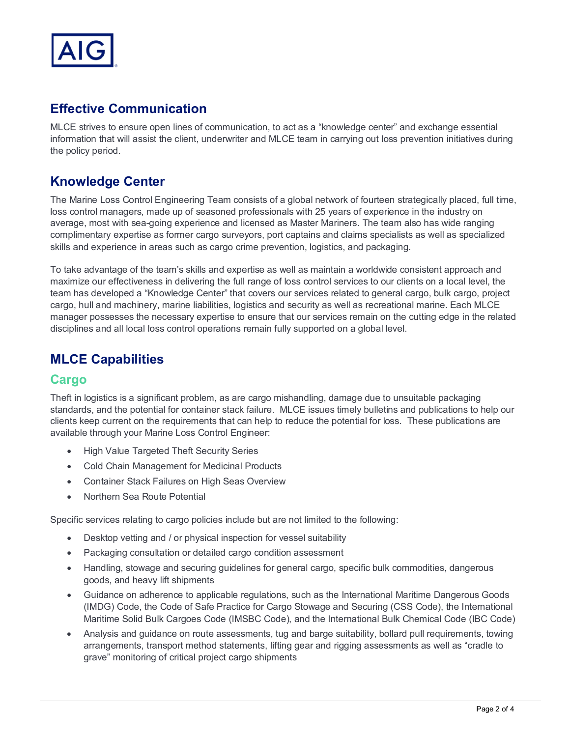## Effective Communication

MLCE strives to ensure open lines of communication, to act as a “knowledge center” and exchange essential information that will assist the client, underwriter and MLCE team in carrying out loss prevention initiatives during the policy period.

## Knowledge Center

The Marine Loss Control Engineering Team consists of a global network of fourteen strategically placed, full time, loss control managers, made up of seasoned professionals with 25 years of experience in the industry on average, most with sea-going experience and licensed as Master Mariners. The team also has wide ranging complimentary expertise as former cargo surveyors, port captains and claims specialists as well as specialized skills and experience in areas such as cargo crime prevention, logistics, and packaging.

To take advantage of the team’s skills and expertise as well as maintain a worldwide consistent approach and maximize our effectiveness in delivering the full range of loss control services to our clients on a local level, the team has developed a “Knowledge Center” that covers our services related to general cargo, bulk cargo, project cargo, hull and machinery, marine liabilities, logistics and security as well as recreational marine. Each MLCE manager possesses the necessary expertise to ensure that our services remain on the cutting edge in the related disciplines and all local loss control operations remain fully supported on a global level.

## MLCE Capabilities

### Cargo

Theft in logistics is a significant problem, as are cargo mishandling, damage due to unsuitable packaging standards, and the potential for container stack failure. MLCE issues timely bulletins and publications to help our clients keep current on the requirements that can help to reduce the potential for loss. These publications are available through your Marine Loss Control Engineer:

- High Value Targeted Theft Security Series
- Cold Chain Management for Medicinal Products
- Container Stack Failures on High Seas Overview
- Northern Sea Route Potential

Specific services relating to cargo policies include but are not limited to the following:

- Desktop vetting and / or physical inspection for vessel suitability
- Packaging consultation or detailed cargo condition assessment
- Handling, stowage and securing guidelines for general cargo, specific bulk commodities, dangerous goods, and heavy lift shipments
- Guidance on adherence to applicable regulations, such as the International Maritime Dangerous Goods (IMDG) Code, the Code of Safe Practice for Cargo Stowage and Securing (CSS Code), the International Maritime Solid Bulk Cargoes Code (IMSBC Code), and the International Bulk Chemical Code (IBC Code)
- Analysis and guidance on route assessments, tug and barge suitability, bollard pull requirements, towing arrangements, transport method statements, lifting gear and rigging assessments as well as “cradle to grave” monitoring of critical project cargo shipments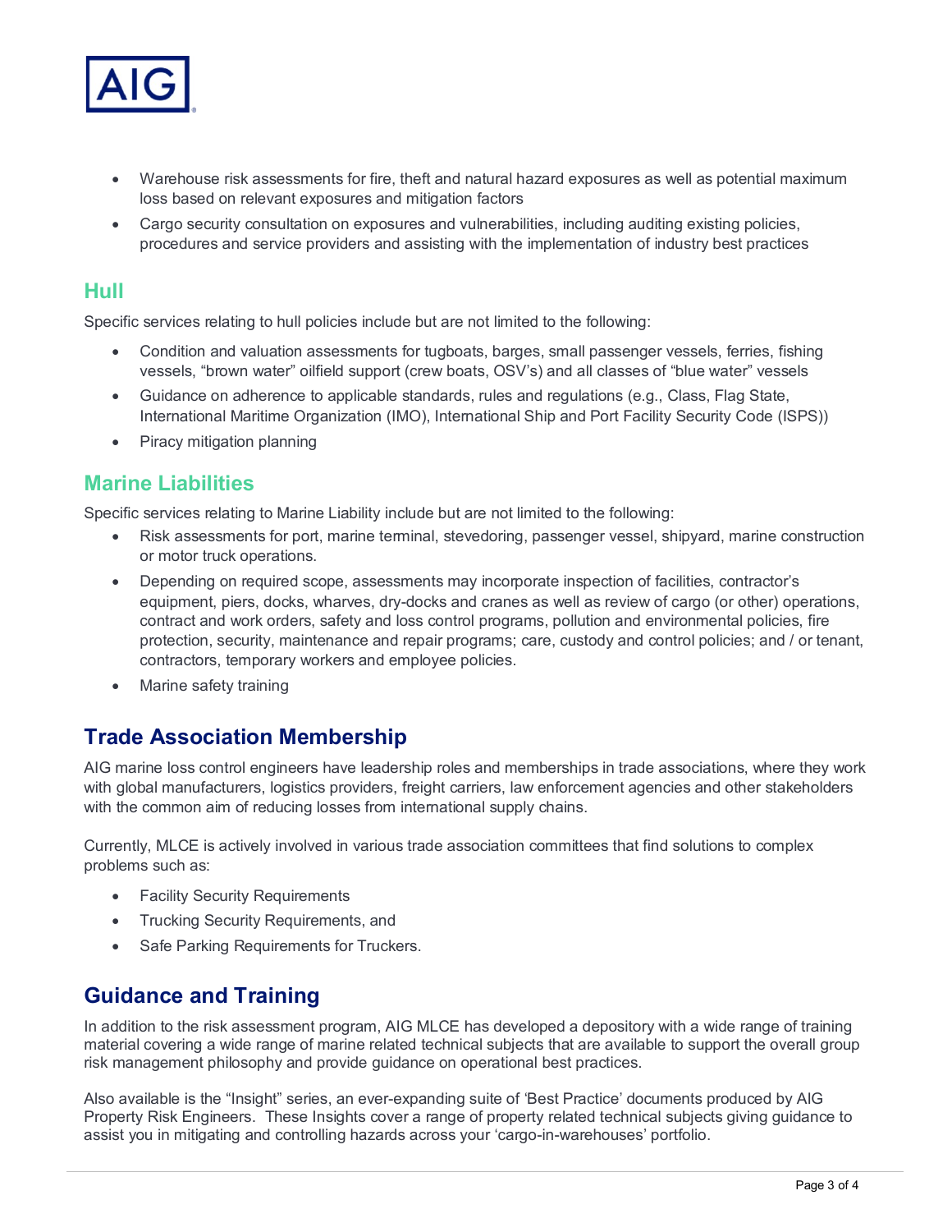- Warehouse risk assessments for fire, theft and natural hazard exposures as well as potential maximum loss based on relevant exposures and mitigation factors
- Cargo security consultation on exposures and vulnerabilities, including auditing existing policies, procedures and service providers and assisting with the implementation of industry best practices

### Hull

Specific services relating to hull policies include but are not limited to the following:

- Condition and valuation assessments for tugboats, barges, small passenger vessels, ferries, fishing vessels, "brown water" oilfield support (crew boats, OSV's) and all classes of "blue water" vessels
- Guidance on adherence to applicable standards, rules and regulations (e.g., Class, Flag State, International Maritime Organization (IMO), International Ship and Port Facility Security Code (ISPS))
- Piracy mitigation planning

### Marine Liabilities

Specific services relating to Marine Liability include but are not limited to the following:

- Risk assessments for port, marine terminal, stevedoring, passenger vessel, shipyard, marine construction or motor truck operations.
- Depending on required scope, assessments may incorporate inspection of facilities, contractor's equipment, piers, docks, wharves, dry-docks and cranes as well as review of cargo (or other) operations, contract and work orders, safety and loss control programs, pollution and environmental policies, fire protection, security, maintenance and repair programs; care, custody and control policies; and / or tenant, contractors, temporary workers and employee policies.
- Marine safety training

## Trade Association Membership

AIG marine loss control engineers have leadership roles and memberships in trade associations, where they work with global manufacturers, logistics providers, freight carriers, law enforcement agencies and other stakeholders with the common aim of reducing losses from international supply chains.

Currently, MLCE is actively involved in various trade association committees that find solutions to complex problems such as:

- Facility Security Requirements
- Trucking Security Requirements, and
- Safe Parking Requirements for Truckers.

## Guidance and Training

In addition to the risk assessment program, AIG MLCE has developed a depository with a wide range of training material covering a wide range of marine related technical subjects that are available to support the overall group risk management philosophy and provide guidance on operational best practices.

Also available is the "Insight" series, an ever-expanding suite of 'Best Practice' documents produced by AIG Property Risk Engineers. These Insights cover a range of property related technical subjects giving guidance to assist you in mitigating and controlling hazards across your 'cargo-in-warehouses' portfolio.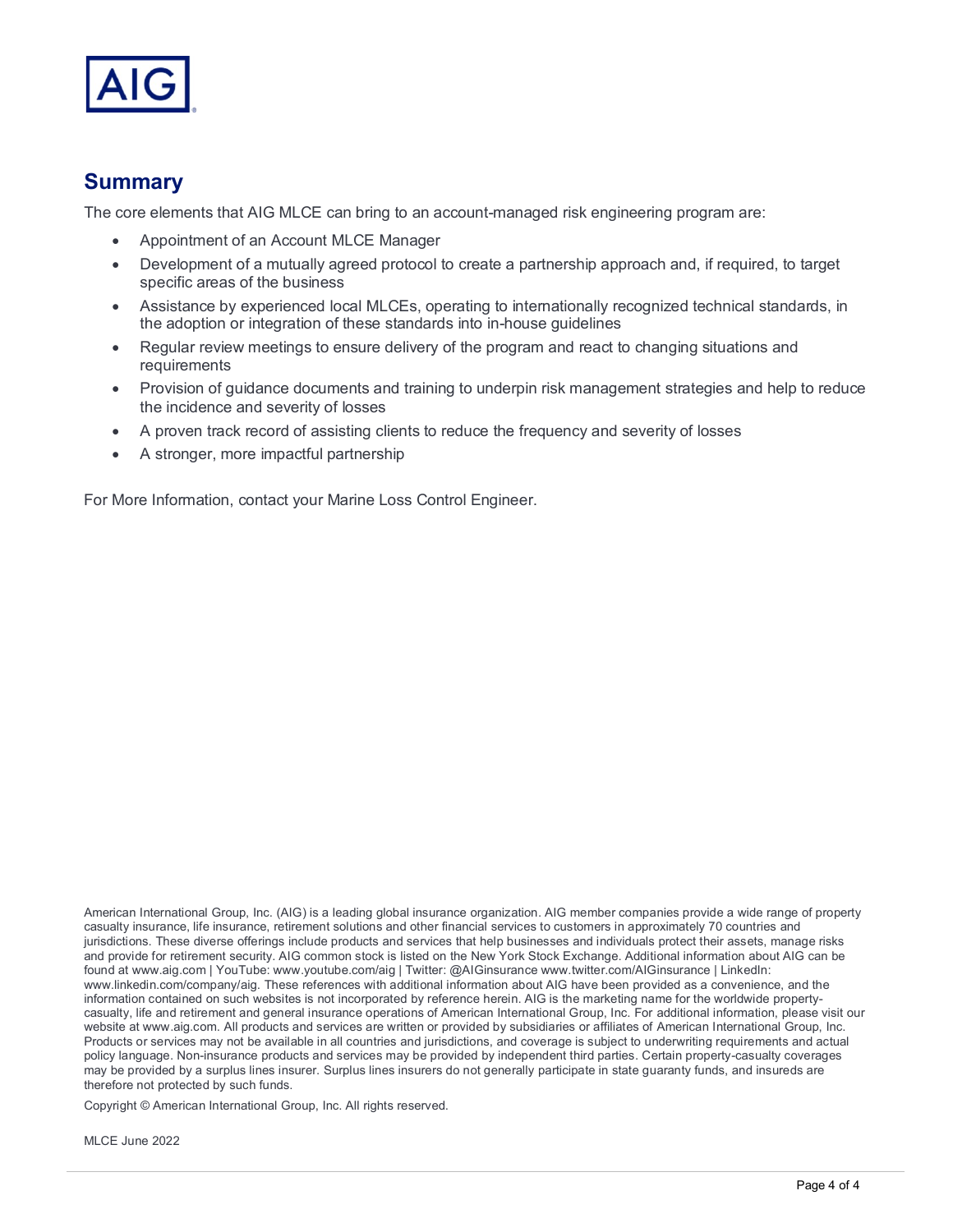## Summary

The core elements that AIG MLCE can bring to an account-managed risk engineering program are:

- Appointment of an Account MLCE Manager
- Development of a mutually agreed protocol to create a partnership approach and, if required, to target specific areas of the business
- Assistance by experienced local MLCEs, operating to internationally recognized technical standards, in the adoption or integration of these standards into in-house guidelines
- Regular review meetings to ensure delivery of the program and react to changing situations and requirements
- Provision of guidance documents and training to underpin risk management strategies and help to reduce the incidence and severity of losses
- A proven track record of assisting clients to reduce the frequency and severity of losses
- A stronger, more impactful partnership

For More Information, contact your Marine Loss Control Engineer.

American International Group, Inc. (AIG) is a leading global insurance organization. AIG member companies provide a wide range of property casualty insurance, life insurance, retirement solutions and other financial services to customers in approximately 70 countries and jurisdictions. These diverse offerings include products and services that help businesses and individuals protect their assets, manage risks and provide for retirement security. AIG common stock is listed on the New York Stock Exchange. Additional information about AIG can be found at www.aig.com | YouTube: www.youtube.com/aig | Twitter: @AIGinsurance www.twitter.com/AIGinsurance | LinkedIn: www.linkedin.com/company/aig. These references with additional information about AIG have been provided as a convenience, and the information contained on such websites is not incorporated by reference herein. AIG is the marketing name for the worldwide property-casualty, life and retirement and general insurance operations of American International Group, Inc. For additional information, please visit our website at www.aig.com. All products and services are written or provided by subsidiaries or affiliates of American International Group, Inc. Products or services may not be available in all countries and jurisdictions, and coverage is subject to underwriting requirements and actual policy language. Non-insurance products and services may be provided by independent third parties. Certain property-casualty coverages may be provided by a surplus lines insurer. Surplus lines insurers do not generally participate in state guaranty funds, and insureds are therefore not protected by such funds.

Copyright © American International Group, Inc. All rights reserved.

MLCE June 2022